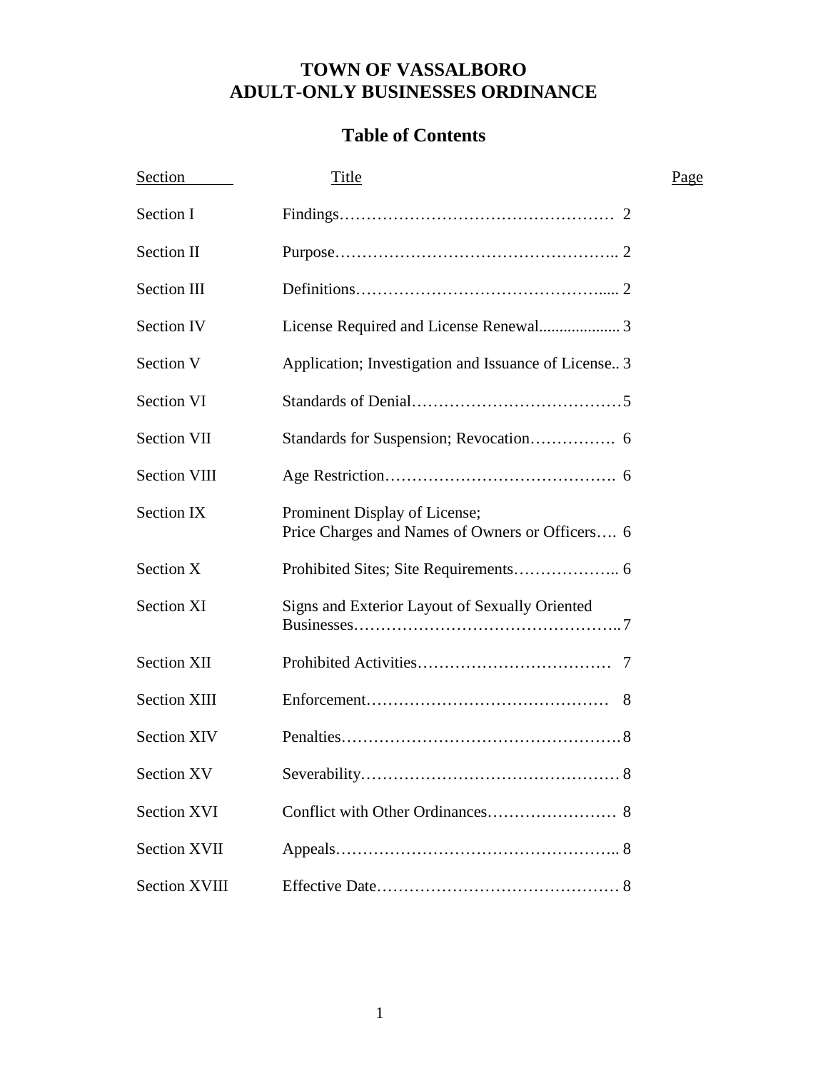# TOWN OF VASSALBORO
# ADULT-ONLY BUSINESSES ORDINANCE

## Table of Contents

| Section | Title | Page |
|---|---|---|
| Section I | Findings | 2 |
| Section II | Purpose | 2 |
| Section III | Definitions | 2 |
| Section IV | License Required and License Renewal | 3 |
| Section V | Application; Investigation and Issuance of License | 3 |
| Section VI | Standards of Denial | 5 |
| Section VII | Standards for Suspension; Revocation | 6 |
| Section VIII | Age Restriction | 6 |
| Section IX | Prominent Display of License; Price Charges and Names of Owners or Officers | 6 |
| Section X | Prohibited Sites; Site Requirements | 6 |
| Section XI | Signs and Exterior Layout of Sexually Oriented Businesses | 7 |
| Section XII | Prohibited Activities | 7 |
| Section XIII | Enforcement | 8 |
| Section XIV | Penalties | 8 |
| Section XV | Severability | 8 |
| Section XVI | Conflict with Other Ordinances | 8 |
| Section XVII | Appeals | 8 |
| Section XVIII | Effective Date | 8 |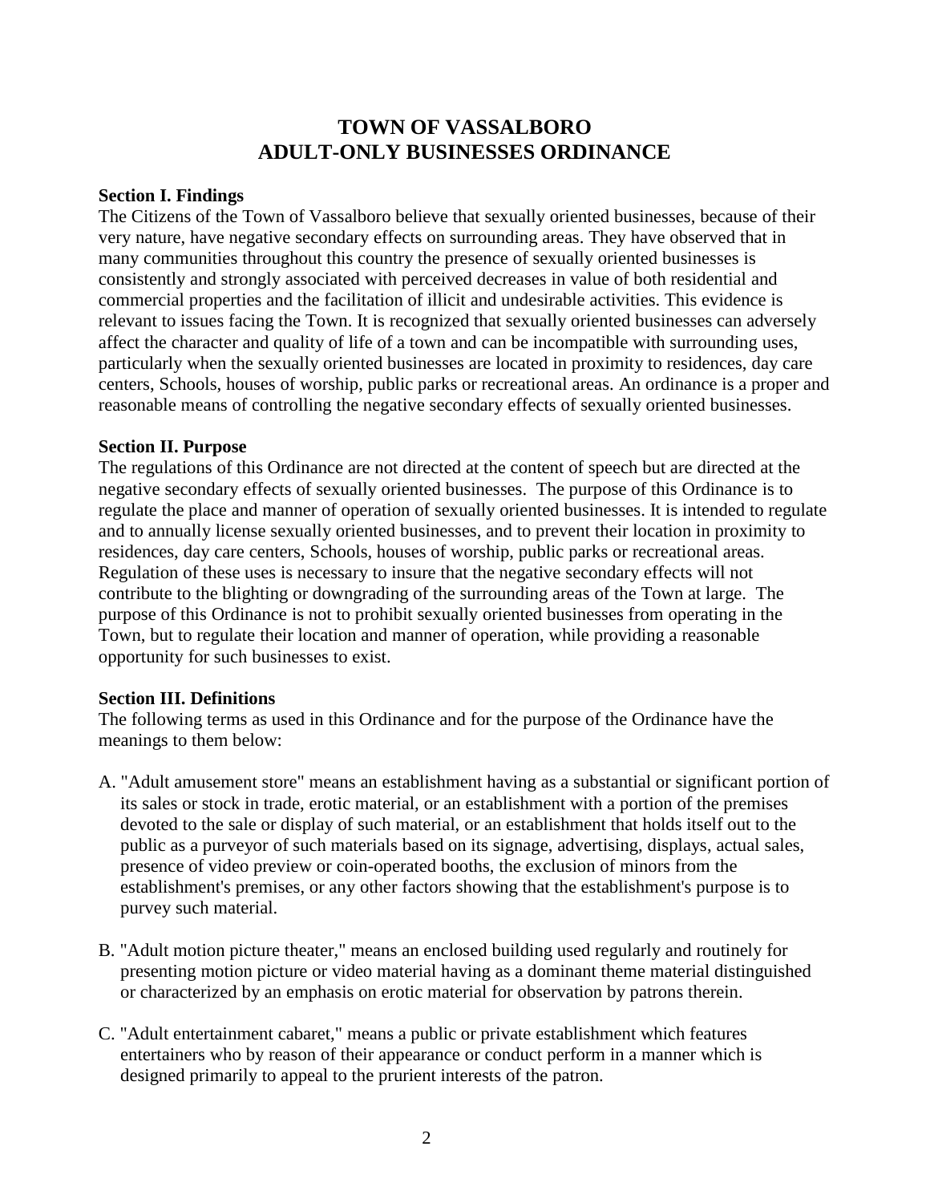# TOWN OF VASSALBORO
# ADULT-ONLY BUSINESSES ORDINANCE

**Section I. Findings**

The Citizens of the Town of Vassalboro believe that sexually oriented businesses, because of their very nature, have negative secondary effects on surrounding areas. They have observed that in many communities throughout this country the presence of sexually oriented businesses is consistently and strongly associated with perceived decreases in value of both residential and commercial properties and the facilitation of illicit and undesirable activities. This evidence is relevant to issues facing the Town. It is recognized that sexually oriented businesses can adversely affect the character and quality of life of a town and can be incompatible with surrounding uses, particularly when the sexually oriented businesses are located in proximity to residences, day care centers, Schools, houses of worship, public parks or recreational areas. An ordinance is a proper and reasonable means of controlling the negative secondary effects of sexually oriented businesses.

**Section II. Purpose**

The regulations of this Ordinance are not directed at the content of speech but are directed at the negative secondary effects of sexually oriented businesses. The purpose of this Ordinance is to regulate the place and manner of operation of sexually oriented businesses. It is intended to regulate and to annually license sexually oriented businesses, and to prevent their location in proximity to residences, day care centers, Schools, houses of worship, public parks or recreational areas. Regulation of these uses is necessary to insure that the negative secondary effects will not contribute to the blighting or downgrading of the surrounding areas of the Town at large. The purpose of this Ordinance is not to prohibit sexually oriented businesses from operating in the Town, but to regulate their location and manner of operation, while providing a reasonable opportunity for such businesses to exist.

**Section III. Definitions**

The following terms as used in this Ordinance and for the purpose of the Ordinance have the meanings to them below:

A. "Adult amusement store" means an establishment having as a substantial or significant portion of its sales or stock in trade, erotic material, or an establishment with a portion of the premises devoted to the sale or display of such material, or an establishment that holds itself out to the public as a purveyor of such materials based on its signage, advertising, displays, actual sales, presence of video preview or coin-operated booths, the exclusion of minors from the establishment's premises, or any other factors showing that the establishment's purpose is to purvey such material.

B. "Adult motion picture theater," means an enclosed building used regularly and routinely for presenting motion picture or video material having as a dominant theme material distinguished or characterized by an emphasis on erotic material for observation by patrons therein.

C. "Adult entertainment cabaret," means a public or private establishment which features entertainers who by reason of their appearance or conduct perform in a manner which is designed primarily to appeal to the prurient interests of the patron.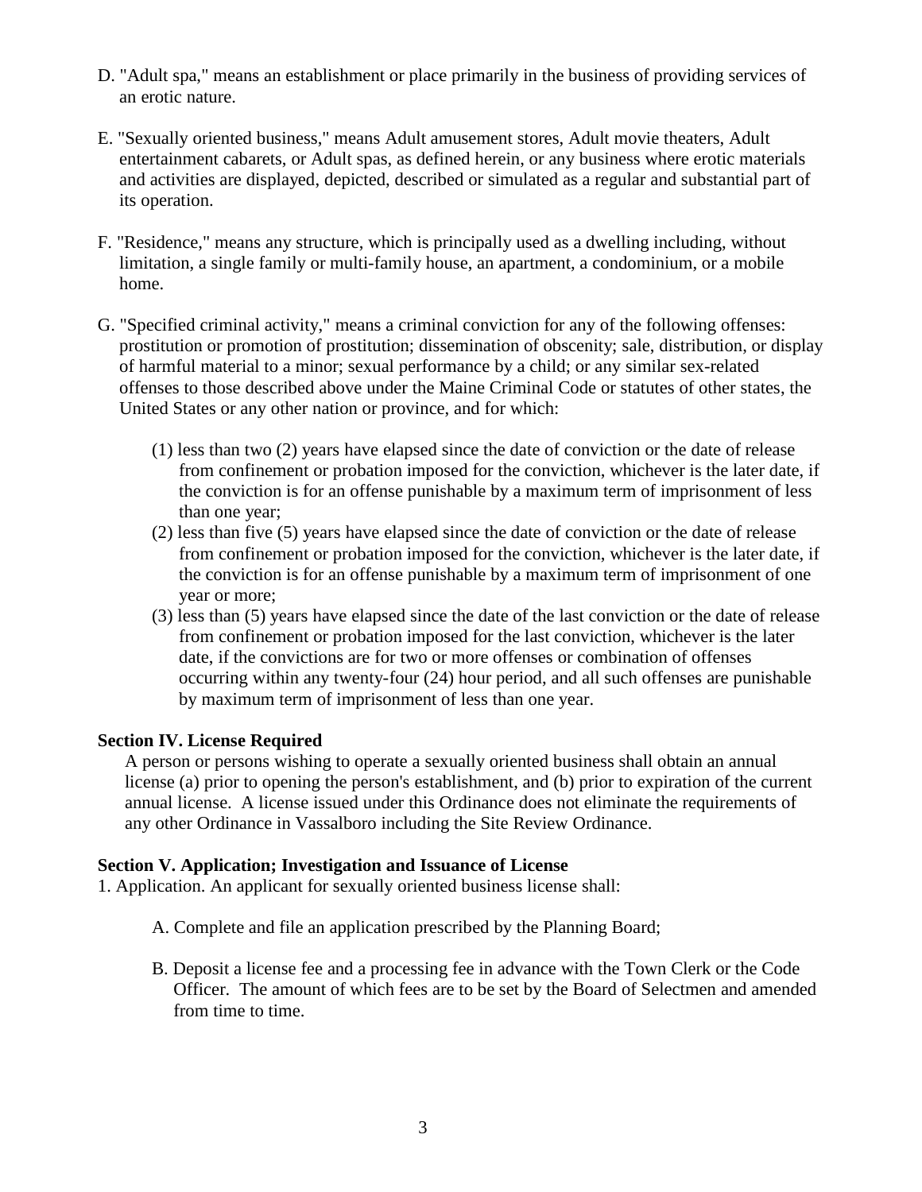D. "Adult spa," means an establishment or place primarily in the business of providing services of an erotic nature.

E. "Sexually oriented business," means Adult amusement stores, Adult movie theaters, Adult entertainment cabarets, or Adult spas, as defined herein, or any business where erotic materials and activities are displayed, depicted, described or simulated as a regular and substantial part of its operation.

F. "Residence," means any structure, which is principally used as a dwelling including, without limitation, a single family or multi-family house, an apartment, a condominium, or a mobile home.

G. "Specified criminal activity," means a criminal conviction for any of the following offenses: prostitution or promotion of prostitution; dissemination of obscenity; sale, distribution, or display of harmful material to a minor; sexual performance by a child; or any similar sex-related offenses to those described above under the Maine Criminal Code or statutes of other states, the United States or any other nation or province, and for which:

   (1) less than two (2) years have elapsed since the date of conviction or the date of release from confinement or probation imposed for the conviction, whichever is the later date, if the conviction is for an offense punishable by a maximum term of imprisonment of less than one year;
   (2) less than five (5) years have elapsed since the date of conviction or the date of release from confinement or probation imposed for the conviction, whichever is the later date, if the conviction is for an offense punishable by a maximum term of imprisonment of one year or more;
   (3) less than (5) years have elapsed since the date of the last conviction or the date of release from confinement or probation imposed for the last conviction, whichever is the later date, if the convictions are for two or more offenses or combination of offenses occurring within any twenty-four (24) hour period, and all such offenses are punishable by maximum term of imprisonment of less than one year.

**Section IV. License Required**

A person or persons wishing to operate a sexually oriented business shall obtain an annual license (a) prior to opening the person's establishment, and (b) prior to expiration of the current annual license. A license issued under this Ordinance does not eliminate the requirements of any other Ordinance in Vassalboro including the Site Review Ordinance.

**Section V. Application; Investigation and Issuance of License**

1. Application. An applicant for sexually oriented business license shall:

   A. Complete and file an application prescribed by the Planning Board;

   B. Deposit a license fee and a processing fee in advance with the Town Clerk or the Code Officer. The amount of which fees are to be set by the Board of Selectmen and amended from time to time.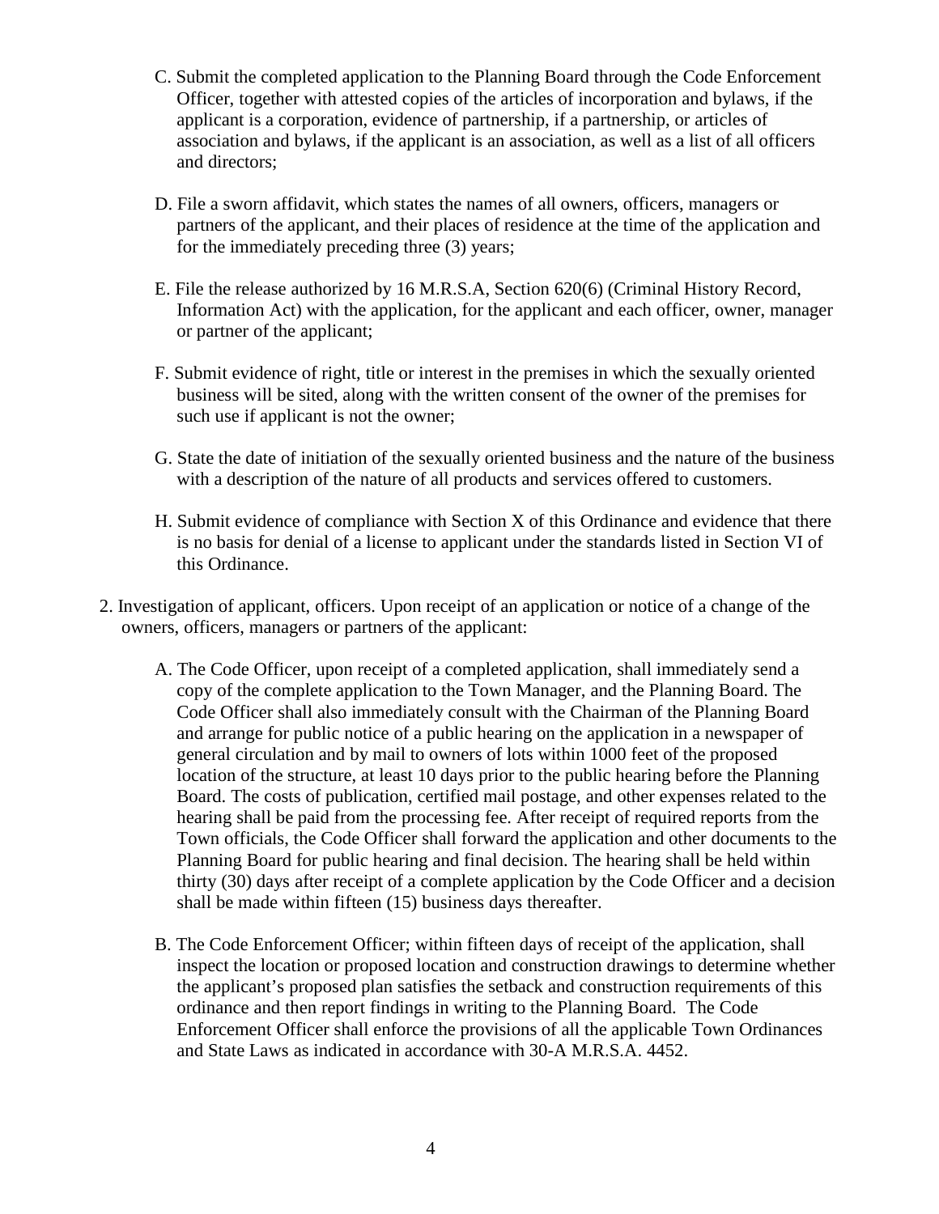C. Submit the completed application to the Planning Board through the Code Enforcement Officer, together with attested copies of the articles of incorporation and bylaws, if the applicant is a corporation, evidence of partnership, if a partnership, or articles of association and bylaws, if the applicant is an association, as well as a list of all officers and directors;

D. File a sworn affidavit, which states the names of all owners, officers, managers or partners of the applicant, and their places of residence at the time of the application and for the immediately preceding three (3) years;

E. File the release authorized by 16 M.R.S.A, Section 620(6) (Criminal History Record, Information Act) with the application, for the applicant and each officer, owner, manager or partner of the applicant;

F. Submit evidence of right, title or interest in the premises in which the sexually oriented business will be sited, along with the written consent of the owner of the premises for such use if applicant is not the owner;

G. State the date of initiation of the sexually oriented business and the nature of the business with a description of the nature of all products and services offered to customers.

H. Submit evidence of compliance with Section X of this Ordinance and evidence that there is no basis for denial of a license to applicant under the standards listed in Section VI of this Ordinance.

2. Investigation of applicant, officers. Upon receipt of an application or notice of a change of the owners, officers, managers or partners of the applicant:

   A. The Code Officer, upon receipt of a completed application, shall immediately send a copy of the complete application to the Town Manager, and the Planning Board. The Code Officer shall also immediately consult with the Chairman of the Planning Board and arrange for public notice of a public hearing on the application in a newspaper of general circulation and by mail to owners of lots within 1000 feet of the proposed location of the structure, at least 10 days prior to the public hearing before the Planning Board. The costs of publication, certified mail postage, and other expenses related to the hearing shall be paid from the processing fee. After receipt of required reports from the Town officials, the Code Officer shall forward the application and other documents to the Planning Board for public hearing and final decision. The hearing shall be held within thirty (30) days after receipt of a complete application by the Code Officer and a decision shall be made within fifteen (15) business days thereafter.

   B. The Code Enforcement Officer; within fifteen days of receipt of the application, shall inspect the location or proposed location and construction drawings to determine whether the applicant's proposed plan satisfies the setback and construction requirements of this ordinance and then report findings in writing to the Planning Board. The Code Enforcement Officer shall enforce the provisions of all the applicable Town Ordinances and State Laws as indicated in accordance with 30-A M.R.S.A. 4452.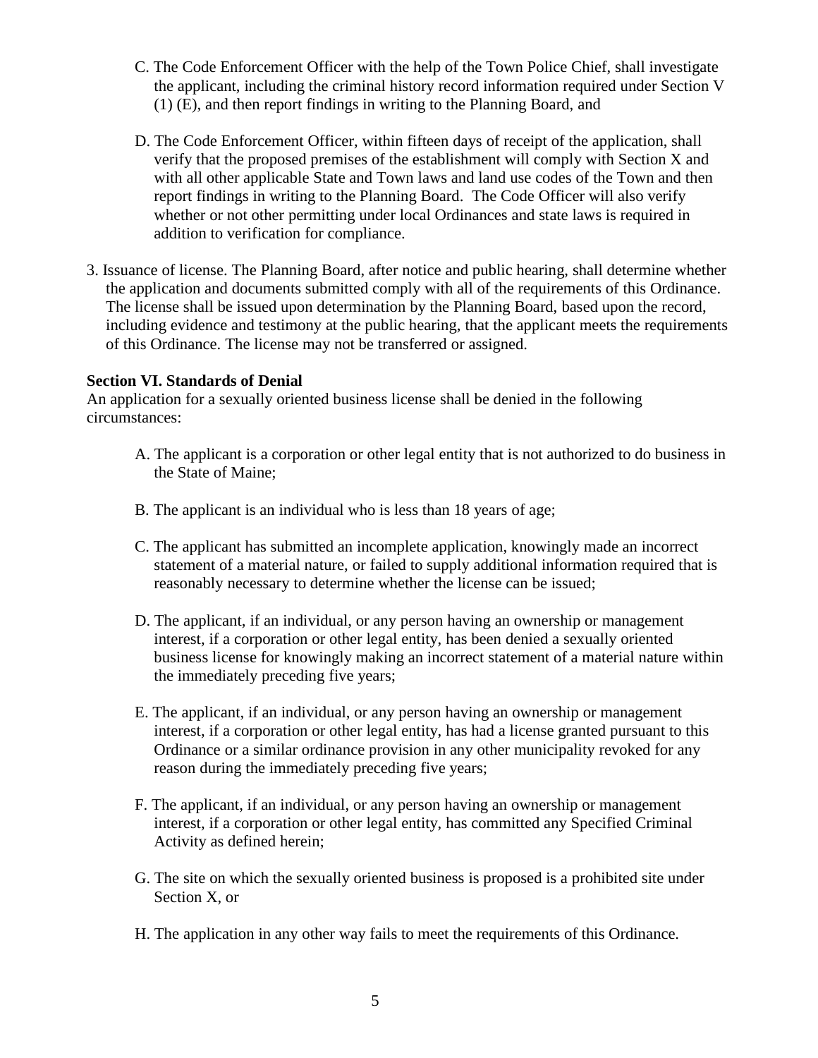C. The Code Enforcement Officer with the help of the Town Police Chief, shall investigate the applicant, including the criminal history record information required under Section V (1) (E), and then report findings in writing to the Planning Board, and

D. The Code Enforcement Officer, within fifteen days of receipt of the application, shall verify that the proposed premises of the establishment will comply with Section X and with all other applicable State and Town laws and land use codes of the Town and then report findings in writing to the Planning Board. The Code Officer will also verify whether or not other permitting under local Ordinances and state laws is required in addition to verification for compliance.

3. Issuance of license. The Planning Board, after notice and public hearing, shall determine whether the application and documents submitted comply with all of the requirements of this Ordinance. The license shall be issued upon determination by the Planning Board, based upon the record, including evidence and testimony at the public hearing, that the applicant meets the requirements of this Ordinance. The license may not be transferred or assigned.

**Section VI. Standards of Denial**

An application for a sexually oriented business license shall be denied in the following circumstances:

A. The applicant is a corporation or other legal entity that is not authorized to do business in the State of Maine;

B. The applicant is an individual who is less than 18 years of age;

C. The applicant has submitted an incomplete application, knowingly made an incorrect statement of a material nature, or failed to supply additional information required that is reasonably necessary to determine whether the license can be issued;

D. The applicant, if an individual, or any person having an ownership or management interest, if a corporation or other legal entity, has been denied a sexually oriented business license for knowingly making an incorrect statement of a material nature within the immediately preceding five years;

E. The applicant, if an individual, or any person having an ownership or management interest, if a corporation or other legal entity, has had a license granted pursuant to this Ordinance or a similar ordinance provision in any other municipality revoked for any reason during the immediately preceding five years;

F. The applicant, if an individual, or any person having an ownership or management interest, if a corporation or other legal entity, has committed any Specified Criminal Activity as defined herein;

G. The site on which the sexually oriented business is proposed is a prohibited site under Section X, or

H. The application in any other way fails to meet the requirements of this Ordinance.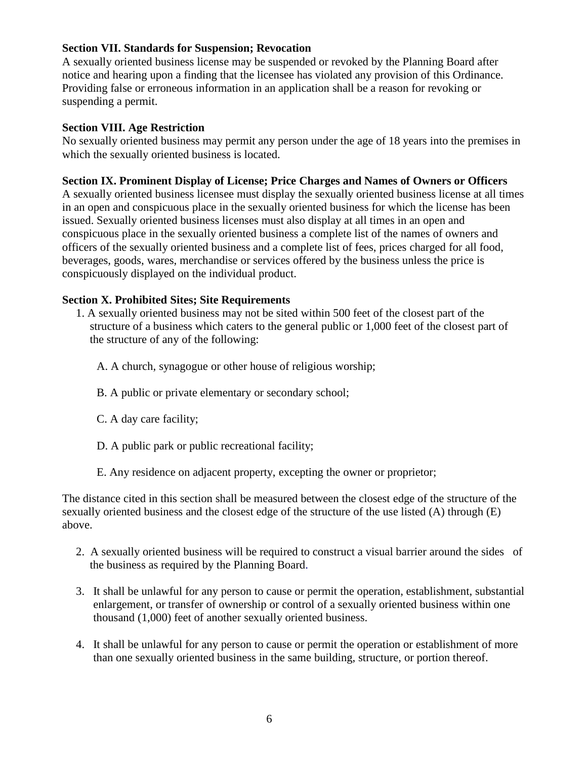**Section VII. Standards for Suspension; Revocation**

A sexually oriented business license may be suspended or revoked by the Planning Board after notice and hearing upon a finding that the licensee has violated any provision of this Ordinance. Providing false or erroneous information in an application shall be a reason for revoking or suspending a permit.

**Section VIII. Age Restriction**

No sexually oriented business may permit any person under the age of 18 years into the premises in which the sexually oriented business is located.

**Section IX. Prominent Display of License; Price Charges and Names of Owners or Officers**

A sexually oriented business licensee must display the sexually oriented business license at all times in an open and conspicuous place in the sexually oriented business for which the license has been issued. Sexually oriented business licenses must also display at all times in an open and conspicuous place in the sexually oriented business a complete list of the names of owners and officers of the sexually oriented business and a complete list of fees, prices charged for all food, beverages, goods, wares, merchandise or services offered by the business unless the price is conspicuously displayed on the individual product.

**Section X. Prohibited Sites; Site Requirements**

1. A sexually oriented business may not be sited within 500 feet of the closest part of the structure of a business which caters to the general public or 1,000 feet of the closest part of the structure of any of the following:

   A. A church, synagogue or other house of religious worship;

   B. A public or private elementary or secondary school;

   C. A day care facility;

   D. A public park or public recreational facility;

   E. Any residence on adjacent property, excepting the owner or proprietor;

The distance cited in this section shall be measured between the closest edge of the structure of the sexually oriented business and the closest edge of the structure of the use listed (A) through (E) above.

2. A sexually oriented business will be required to construct a visual barrier around the sides of the business as required by the Planning Board.

3. It shall be unlawful for any person to cause or permit the operation, establishment, substantial enlargement, or transfer of ownership or control of a sexually oriented business within one thousand (1,000) feet of another sexually oriented business.

4. It shall be unlawful for any person to cause or permit the operation or establishment of more than one sexually oriented business in the same building, structure, or portion thereof.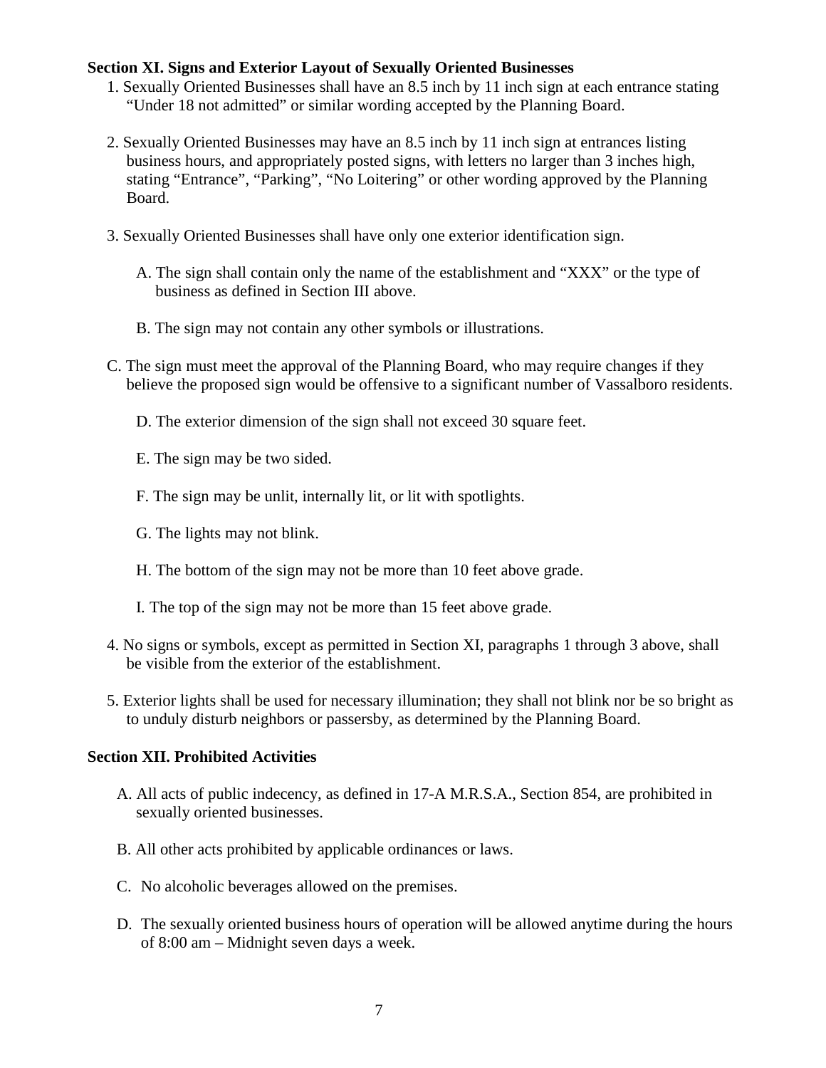**Section XI. Signs and Exterior Layout of Sexually Oriented Businesses**

1. Sexually Oriented Businesses shall have an 8.5 inch by 11 inch sign at each entrance stating "Under 18 not admitted" or similar wording accepted by the Planning Board.

2. Sexually Oriented Businesses may have an 8.5 inch by 11 inch sign at entrances listing business hours, and appropriately posted signs, with letters no larger than 3 inches high, stating "Entrance", "Parking", "No Loitering" or other wording approved by the Planning Board.

3. Sexually Oriented Businesses shall have only one exterior identification sign.

   A. The sign shall contain only the name of the establishment and "XXX" or the type of business as defined in Section III above.

   B. The sign may not contain any other symbols or illustrations.

   C. The sign must meet the approval of the Planning Board, who may require changes if they believe the proposed sign would be offensive to a significant number of Vassalboro residents.

   D. The exterior dimension of the sign shall not exceed 30 square feet.

   E. The sign may be two sided.

   F. The sign may be unlit, internally lit, or lit with spotlights.

   G. The lights may not blink.

   H. The bottom of the sign may not be more than 10 feet above grade.

   I. The top of the sign may not be more than 15 feet above grade.

4. No signs or symbols, except as permitted in Section XI, paragraphs 1 through 3 above, shall be visible from the exterior of the establishment.

5. Exterior lights shall be used for necessary illumination; they shall not blink nor be so bright as to unduly disturb neighbors or passersby, as determined by the Planning Board.

**Section XII. Prohibited Activities**

A. All acts of public indecency, as defined in 17-A M.R.S.A., Section 854, are prohibited in sexually oriented businesses.

B. All other acts prohibited by applicable ordinances or laws.

C. No alcoholic beverages allowed on the premises.

D. The sexually oriented business hours of operation will be allowed anytime during the hours of 8:00 am – Midnight seven days a week.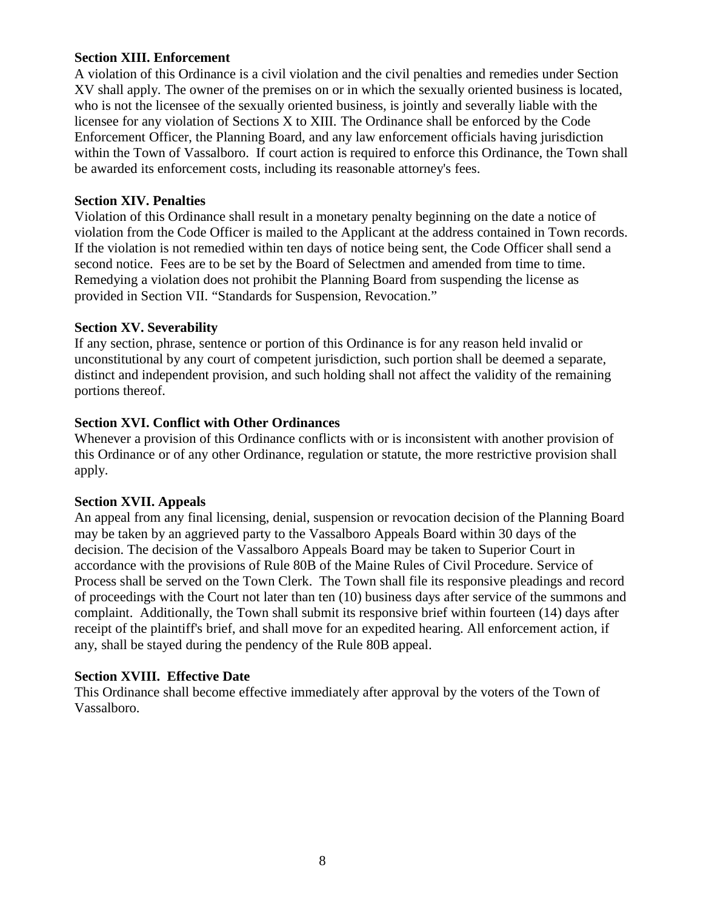**Section XIII. Enforcement**

A violation of this Ordinance is a civil violation and the civil penalties and remedies under Section XV shall apply. The owner of the premises on or in which the sexually oriented business is located, who is not the licensee of the sexually oriented business, is jointly and severally liable with the licensee for any violation of Sections X to XIII. The Ordinance shall be enforced by the Code Enforcement Officer, the Planning Board, and any law enforcement officials having jurisdiction within the Town of Vassalboro. If court action is required to enforce this Ordinance, the Town shall be awarded its enforcement costs, including its reasonable attorney's fees.

**Section XIV. Penalties**

Violation of this Ordinance shall result in a monetary penalty beginning on the date a notice of violation from the Code Officer is mailed to the Applicant at the address contained in Town records. If the violation is not remedied within ten days of notice being sent, the Code Officer shall send a second notice. Fees are to be set by the Board of Selectmen and amended from time to time. Remedying a violation does not prohibit the Planning Board from suspending the license as provided in Section VII. "Standards for Suspension, Revocation."

**Section XV. Severability**

If any section, phrase, sentence or portion of this Ordinance is for any reason held invalid or unconstitutional by any court of competent jurisdiction, such portion shall be deemed a separate, distinct and independent provision, and such holding shall not affect the validity of the remaining portions thereof.

**Section XVI. Conflict with Other Ordinances**

Whenever a provision of this Ordinance conflicts with or is inconsistent with another provision of this Ordinance or of any other Ordinance, regulation or statute, the more restrictive provision shall apply.

**Section XVII. Appeals**

An appeal from any final licensing, denial, suspension or revocation decision of the Planning Board may be taken by an aggrieved party to the Vassalboro Appeals Board within 30 days of the decision. The decision of the Vassalboro Appeals Board may be taken to Superior Court in accordance with the provisions of Rule 80B of the Maine Rules of Civil Procedure. Service of Process shall be served on the Town Clerk. The Town shall file its responsive pleadings and record of proceedings with the Court not later than ten (10) business days after service of the summons and complaint. Additionally, the Town shall submit its responsive brief within fourteen (14) days after receipt of the plaintiff's brief, and shall move for an expedited hearing. All enforcement action, if any, shall be stayed during the pendency of the Rule 80B appeal.

**Section XVIII. Effective Date**

This Ordinance shall become effective immediately after approval by the voters of the Town of Vassalboro.